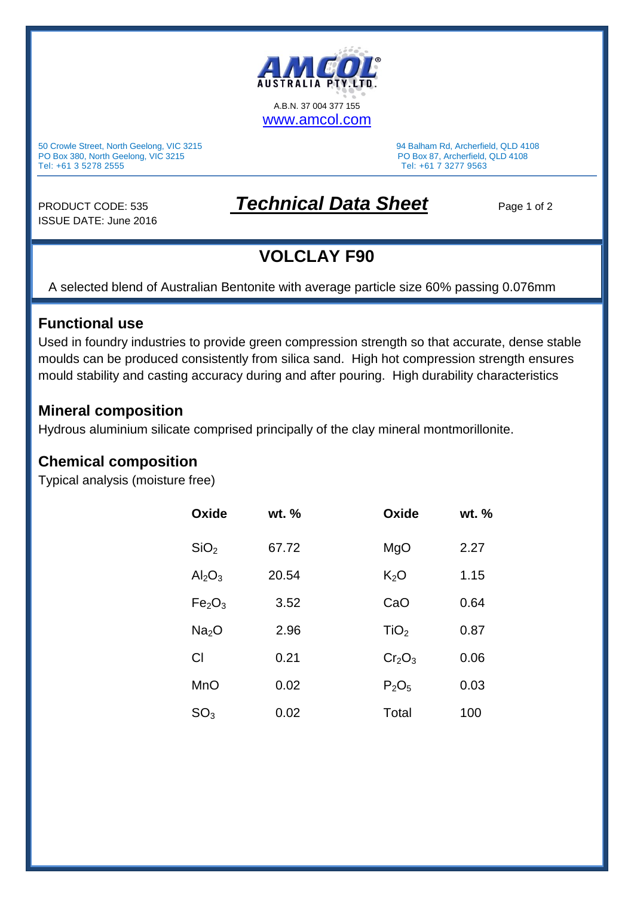AMCOL AUSTRALIA PTY. LTD.

A.B.N. 37 004 377 155
www.amcol.com

50 Crowle Street, North Geelong, VIC 3215
PO Box 380, North Geelong, VIC 3215
Tel: +61 3 5278 2555

94 Balham Rd, Archerfield, QLD 4108
PO Box 87, Archerfield, QLD 4108
Tel: +61 7 3277 9563

PRODUCT CODE: 535
ISSUE DATE: June 2016

# ***Technical Data Sheet***

## VOLCLAY F90

A selected blend of Australian Bentonite with average particle size 60% passing 0.076mm

### Functional use

Used in foundry industries to provide green compression strength so that accurate, dense stable moulds can be produced consistently from silica sand. High hot compression strength ensures mould stability and casting accuracy during and after pouring. High durability characteristics

### Mineral composition

Hydrous aluminium silicate comprised principally of the clay mineral montmorillonite.

### Chemical composition

Typical analysis (moisture free)

| Oxide | wt. % | Oxide | wt. % |
|---|---|---|---|
| $SiO_2$ | 67.72 | MgO | 2.27 |
| $Al_2O_3$ | 20.54 | $K_2O$ | 1.15 |
| $Fe_2O_3$ | 3.52 | CaO | 0.64 |
| $Na_2O$ | 2.96 | $TiO_2$ | 0.87 |
| Cl | 0.21 | $Cr_2O_3$ | 0.06 |
| MnO | 0.02 | $P_2O_5$ | 0.03 |
| $SO_3$ | 0.02 | Total | 100 |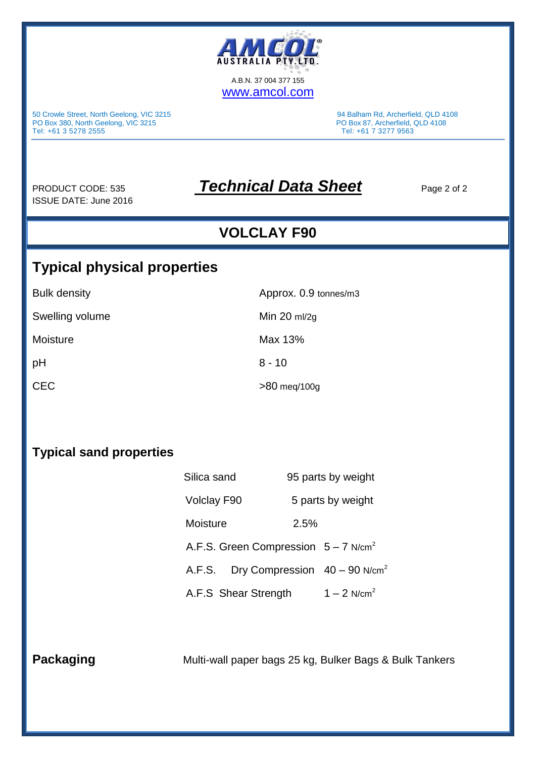AMCOL AUSTRALIA PTY. LTD.

A.B.N. 37 004 377 155

www.amcol.com

50 Crowle Street, North Geelong, VIC 3215
PO Box 380, North Geelong, VIC 3215
Tel: +61 3 5278 2555

94 Balham Rd, Archerfield, QLD 4108
PO Box 87, Archerfield, QLD 4108
Tel: +61 7 3277 9563

PRODUCT CODE: 535
ISSUE DATE: June 2016

# *Technical Data Sheet*

## VOLCLAY F90

## Typical physical properties

| | |
|---|---|
| Bulk density | Approx. 0.9 tonnes/m3 |
| Swelling volume | Min 20 ml/2g |
| Moisture | Max 13% |
| pH | 8 - 10 |
| CEC | >80 meq/100g |

## Typical sand properties

| | |
|---|---|
| Silica sand | 95 parts by weight |
| Volclay F90 | 5 parts by weight |
| Moisture | 2.5% |
| A.F.S. Green Compression | 5 – 7 N/cm$^2$ |
| A.F.S. Dry Compression | 40 – 90 N/cm$^2$ |
| A.F.S Shear Strength | 1 – 2 N/cm$^2$ |

**Packaging** Multi-wall paper bags 25 kg, Bulker Bags & Bulk Tankers